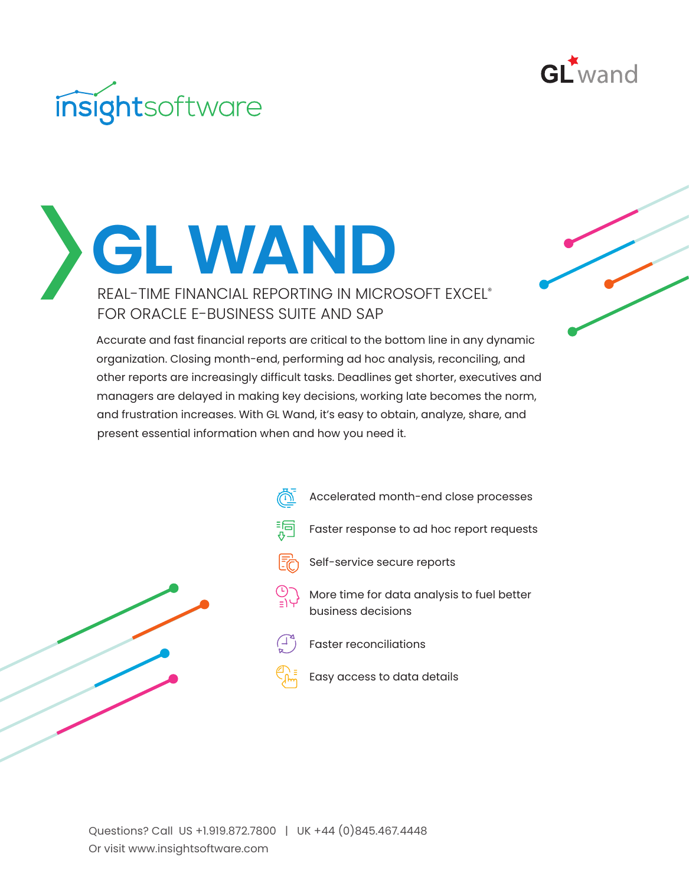insightsoftware

GL wand

# GL WAND

## REAL-TIME FINANCIAL REPORTING IN MICROSOFT EXCEL® FOR ORACLE E-BUSINESS SUITE AND SAP

Accurate and fast financial reports are critical to the bottom line in any dynamic organization. Closing month-end, performing ad hoc analysis, reconciling, and other reports are increasingly difficult tasks. Deadlines get shorter, executives and managers are delayed in making key decisions, working late becomes the norm, and frustration increases. With GL Wand, it's easy to obtain, analyze, share, and present essential information when and how you need it.

- Accelerated month-end close processes
- Faster response to ad hoc report requests
- Self-service secure reports
- More time for data analysis to fuel better business decisions
- Faster reconciliations
- Easy access to data details

Questions? Call US +1.919.872.7800 | UK +44 (0)845.467.4448
Or visit www.insightsoftware.com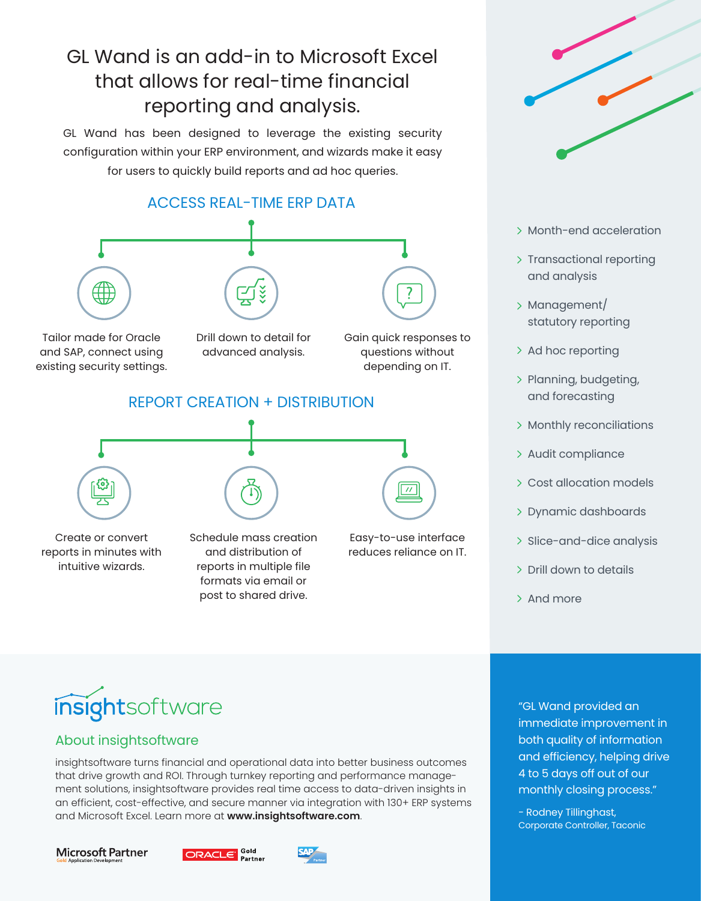# GL Wand is an add-in to Microsoft Excel that allows for real-time financial reporting and analysis.

GL Wand has been designed to leverage the existing security configuration within your ERP environment, and wizards make it easy for users to quickly build reports and ad hoc queries.

## ACCESS REAL-TIME ERP DATA

Tailor made for Oracle and SAP, connect using existing security settings.

Drill down to detail for advanced analysis.

Gain quick responses to questions without depending on IT.

## REPORT CREATION + DISTRIBUTION

Create or convert reports in minutes with intuitive wizards.

Schedule mass creation and distribution of reports in multiple file formats via email or post to shared drive.

Easy-to-use interface reduces reliance on IT.

- Month-end acceleration
- Transactional reporting and analysis
- Management/ statutory reporting
- Ad hoc reporting
- Planning, budgeting, and forecasting
- Monthly reconciliations
- Audit compliance
- Cost allocation models
- Dynamic dashboards
- Slice-and-dice analysis
- Drill down to details
- And more

insightsoftware

## About insightsoftware

insightsoftware turns financial and operational data into better business outcomes that drive growth and ROI. Through turnkey reporting and performance management solutions, insightsoftware provides real time access to data-driven insights in an efficient, cost-effective, and secure manner via integration with 130+ ERP systems and Microsoft Excel. Learn more at **www.insightsoftware.com**.

Microsoft Partner Gold Application Development | ORACLE Gold Partner | SAP Partner

"GL Wand provided an immediate improvement in both quality of information and efficiency, helping drive 4 to 5 days off out of our monthly closing process."

- Rodney Tillinghast, Corporate Controller, Taconic